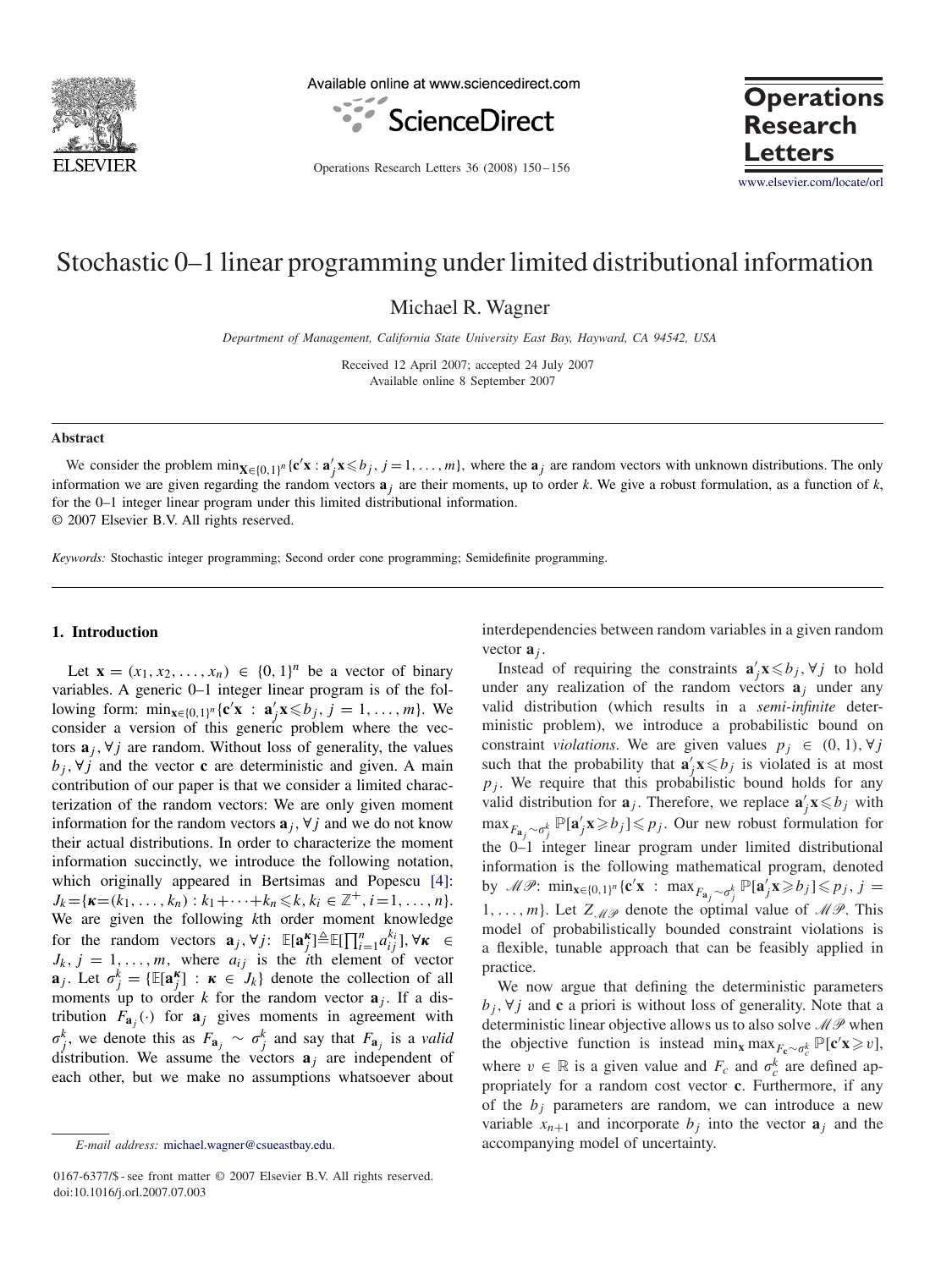# Stochastic 0–1 linear programming under limited distributional information

Michael R. Wagner

*Department of Management, California State University East Bay, Hayward, CA 94542, USA*

Received 12 April 2007; accepted 24 July 2007
Available online 8 September 2007

## Abstract

We consider the problem $\min_{\mathbf{x}\in\{0,1\}^n}\{\mathbf{c}'\mathbf{x} : \mathbf{a}_j'\mathbf{x} \leqslant b_j, j=1,\ldots,m\}$, where the $\mathbf{a}_j$ are random vectors with unknown distributions. The only information we are given regarding the random vectors $\mathbf{a}_j$ are their moments, up to order $k$. We give a robust formulation, as a function of $k$, for the 0–1 integer linear program under this limited distributional information.
© 2007 Elsevier B.V. All rights reserved.

*Keywords:* Stochastic integer programming; Second order cone programming; Semidefinite programming.

## 1. Introduction

Let $\mathbf{x} = (x_1, x_2, \ldots, x_n) \in \{0,1\}^n$ be a vector of binary variables. A generic 0–1 integer linear program is of the following form: $\min_{\mathbf{x}\in\{0,1\}^n}\{\mathbf{c}'\mathbf{x} : \mathbf{a}_j'\mathbf{x} \leqslant b_j, j=1,\ldots,m\}$. We consider a version of this generic problem where the vectors $\mathbf{a}_j, \forall j$ are random. Without loss of generality, the values $b_j, \forall j$ and the vector $\mathbf{c}$ are deterministic and given. A main contribution of our paper is that we consider a limited characterization of the random vectors: We are only given moment information for the random vectors $\mathbf{a}_j, \forall j$ and we do not know their actual distributions. In order to characterize the moment information succinctly, we introduce the following notation, which originally appeared in Bertsimas and Popescu [4]: $J_k = \{\boldsymbol{\kappa} = (k_1, \ldots, k_n) : k_1 + \cdots + k_n \leqslant k, k_i \in \mathbb{Z}^+, i=1,\ldots,n\}$. We are given the following $k$th order moment knowledge for the random vectors $\mathbf{a}_j, \forall j$: $\mathbb{E}[\mathbf{a}_j^{\boldsymbol{\kappa}}] \triangleq \mathbb{E}[\prod_{i=1}^n a_{ij}^{k_i}], \forall \boldsymbol{\kappa} \in J_k, j=1,\ldots,m$, where $a_{ij}$ is the $i$th element of vector $\mathbf{a}_j$. Let $\sigma_j^k = \{\mathbb{E}[\mathbf{a}_j^{\boldsymbol{\kappa}}] : \boldsymbol{\kappa} \in J_k\}$ denote the collection of all moments up to order $k$ for the random vector $\mathbf{a}_j$. If a distribution $F_{\mathbf{a}_j}(\cdot)$ for $\mathbf{a}_j$ gives moments in agreement with $\sigma_j^k$, we denote this as $F_{\mathbf{a}_j} \sim \sigma_j^k$ and say that $F_{\mathbf{a}_j}$ is a *valid* distribution. We assume the vectors $\mathbf{a}_j$ are independent of each other, but we make no assumptions whatsoever about interdependencies between random variables in a given random vector $\mathbf{a}_j$.

Instead of requiring the constraints $\mathbf{a}_j'\mathbf{x} \leqslant b_j, \forall j$ to hold under any realization of the random vectors $\mathbf{a}_j$ under any valid distribution (which results in a *semi-infinite* deterministic problem), we introduce a probabilistic bound on constraint *violations*. We are given values $p_j \in (0,1), \forall j$ such that the probability that $\mathbf{a}_j'\mathbf{x} \leqslant b_j$ is violated is at most $p_j$. We require that this probabilistic bound holds for any valid distribution for $\mathbf{a}_j$. Therefore, we replace $\mathbf{a}_j'\mathbf{x} \leqslant b_j$ with $\max_{F_{\mathbf{a}_j}\sim\sigma_j^k} \mathbb{P}[\mathbf{a}_j'\mathbf{x} \geqslant b_j] \leqslant p_j$. Our new robust formulation for the 0–1 integer linear program under limited distributional information is the following mathematical program, denoted by $\mathscr{MP}$: $\min_{\mathbf{x}\in\{0,1\}^n}\{\mathbf{c}'\mathbf{x} : \max_{F_{\mathbf{a}_j}\sim\sigma_j^k} \mathbb{P}[\mathbf{a}_j'\mathbf{x} \geqslant b_j] \leqslant p_j, j=1,\ldots,m\}$. Let $Z_{\mathscr{MP}}$ denote the optimal value of $\mathscr{MP}$. This model of probabilistically bounded constraint violations is a flexible, tunable approach that can be feasibly applied in practice.

We now argue that defining the deterministic parameters $b_j, \forall j$ and $\mathbf{c}$ a priori is without loss of generality. Note that a deterministic linear objective allows us to also solve $\mathscr{MP}$ when the objective function is instead $\min_{\mathbf{x}} \max_{F_{\mathbf{c}}\sim\sigma_c^k} \mathbb{P}[\mathbf{c}'\mathbf{x} \geqslant v]$, where $v \in \mathbb{R}$ is a given value and $F_c$ and $\sigma_c^k$ are defined appropriately for a random cost vector $\mathbf{c}$. Furthermore, if any of the $b_j$ parameters are random, we can introduce a new variable $x_{n+1}$ and incorporate $b_j$ into the vector $\mathbf{a}_j$ and the accompanying model of uncertainty.

*E-mail address:* michael.wagner@csueastbay.edu.

0167-6377/$ - see front matter © 2007 Elsevier B.V. All rights reserved.
doi:10.1016/j.orl.2007.07.003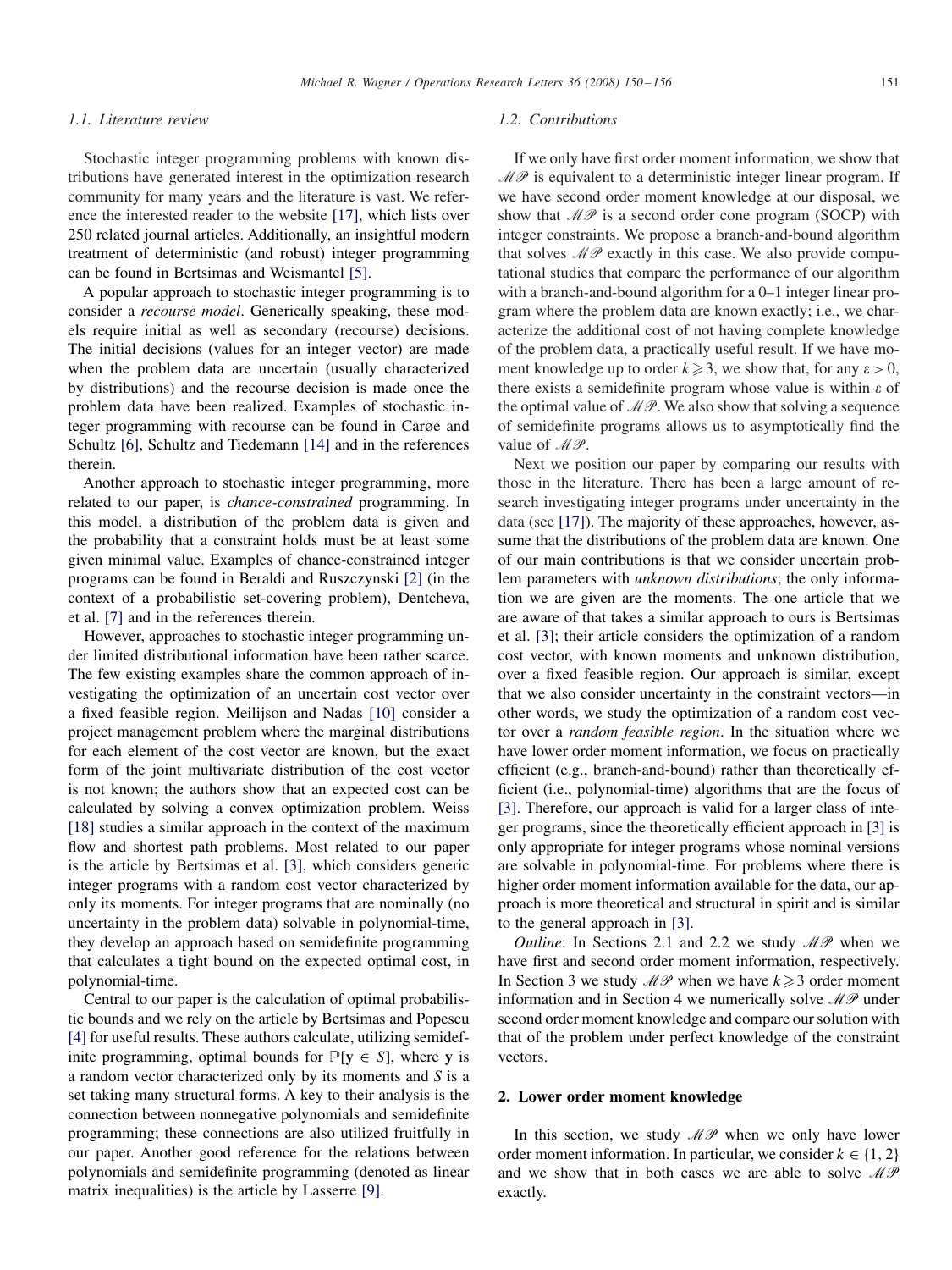### 1.1. Literature review

Stochastic integer programming problems with known distributions have generated interest in the optimization research community for many years and the literature is vast. We reference the interested reader to the website [17], which lists over 250 related journal articles. Additionally, an insightful modern treatment of deterministic (and robust) integer programming can be found in Bertsimas and Weismantel [5].

A popular approach to stochastic integer programming is to consider a *recourse model*. Generically speaking, these models require initial as well as secondary (recourse) decisions. The initial decisions (values for an integer vector) are made when the problem data are uncertain (usually characterized by distributions) and the recourse decision is made once the problem data have been realized. Examples of stochastic integer programming with recourse can be found in Carøe and Schultz [6], Schultz and Tiedemann [14] and in the references therein.

Another approach to stochastic integer programming, more related to our paper, is *chance-constrained* programming. In this model, a distribution of the problem data is given and the probability that a constraint holds must be at least some given minimal value. Examples of chance-constrained integer programs can be found in Beraldi and Ruszczynski [2] (in the context of a probabilistic set-covering problem), Dentcheva, et al. [7] and in the references therein.

However, approaches to stochastic integer programming under limited distributional information have been rather scarce. The few existing examples share the common approach of investigating the optimization of an uncertain cost vector over a fixed feasible region. Meilijson and Nadas [10] consider a project management problem where the marginal distributions for each element of the cost vector are known, but the exact form of the joint multivariate distribution of the cost vector is not known; the authors show that an expected cost can be calculated by solving a convex optimization problem. Weiss [18] studies a similar approach in the context of the maximum flow and shortest path problems. Most related to our paper is the article by Bertsimas et al. [3], which considers generic integer programs with a random cost vector characterized by only its moments. For integer programs that are nominally (no uncertainty in the problem data) solvable in polynomial-time, they develop an approach based on semidefinite programming that calculates a tight bound on the expected optimal cost, in polynomial-time.

Central to our paper is the calculation of optimal probabilistic bounds and we rely on the article by Bertsimas and Popescu [4] for useful results. These authors calculate, utilizing semidefinite programming, optimal bounds for $\mathbb{P}[\mathbf{y} \in S]$, where $\mathbf{y}$ is a random vector characterized only by its moments and $S$ is a set taking many structural forms. A key to their analysis is the connection between nonnegative polynomials and semidefinite programming; these connections are also utilized fruitfully in our paper. Another good reference for the relations between polynomials and semidefinite programming (denoted as linear matrix inequalities) is the article by Lasserre [9].

### 1.2. Contributions

If we only have first order moment information, we show that $\mathscr{MP}$ is equivalent to a deterministic integer linear program. If we have second order moment knowledge at our disposal, we show that $\mathscr{MP}$ is a second order cone program (SOCP) with integer constraints. We propose a branch-and-bound algorithm that solves $\mathscr{MP}$ exactly in this case. We also provide computational studies that compare the performance of our algorithm with a branch-and-bound algorithm for a 0–1 integer linear program where the problem data are known exactly; i.e., we characterize the additional cost of not having complete knowledge of the problem data, a practically useful result. If we have moment knowledge up to order $k \geqslant 3$, we show that, for any $\varepsilon > 0$, there exists a semidefinite program whose value is within $\varepsilon$ of the optimal value of $\mathscr{MP}$. We also show that solving a sequence of semidefinite programs allows us to asymptotically find the value of $\mathscr{MP}$.

Next we position our paper by comparing our results with those in the literature. There has been a large amount of research investigating integer programs under uncertainty in the data (see [17]). The majority of these approaches, however, assume that the distributions of the problem data are known. One of our main contributions is that we consider uncertain problem parameters with *unknown distributions*; the only information we are given are the moments. The one article that we are aware of that takes a similar approach to ours is Bertsimas et al. [3]; their article considers the optimization of a random cost vector, with known moments and unknown distribution, over a fixed feasible region. Our approach is similar, except that we also consider uncertainty in the constraint vectors—in other words, we study the optimization of a random cost vector over a *random feasible region*. In the situation where we have lower order moment information, we focus on practically efficient (e.g., branch-and-bound) rather than theoretically efficient (i.e., polynomial-time) algorithms that are the focus of [3]. Therefore, our approach is valid for a larger class of integer programs, since the theoretically efficient approach in [3] is only appropriate for integer programs whose nominal versions are solvable in polynomial-time. For problems where there is higher order moment information available for the data, our approach is more theoretical and structural in spirit and is similar to the general approach in [3].

*Outline*: In Sections 2.1 and 2.2 we study $\mathscr{MP}$ when we have first and second order moment information, respectively. In Section 3 we study $\mathscr{MP}$ when we have $k \geqslant 3$ order moment information and in Section 4 we numerically solve $\mathscr{MP}$ under second order moment knowledge and compare our solution with that of the problem under perfect knowledge of the constraint vectors.

## 2. Lower order moment knowledge

In this section, we study $\mathscr{MP}$ when we only have lower order moment information. In particular, we consider $k \in \{1, 2\}$ and we show that in both cases we are able to solve $\mathscr{MP}$ exactly.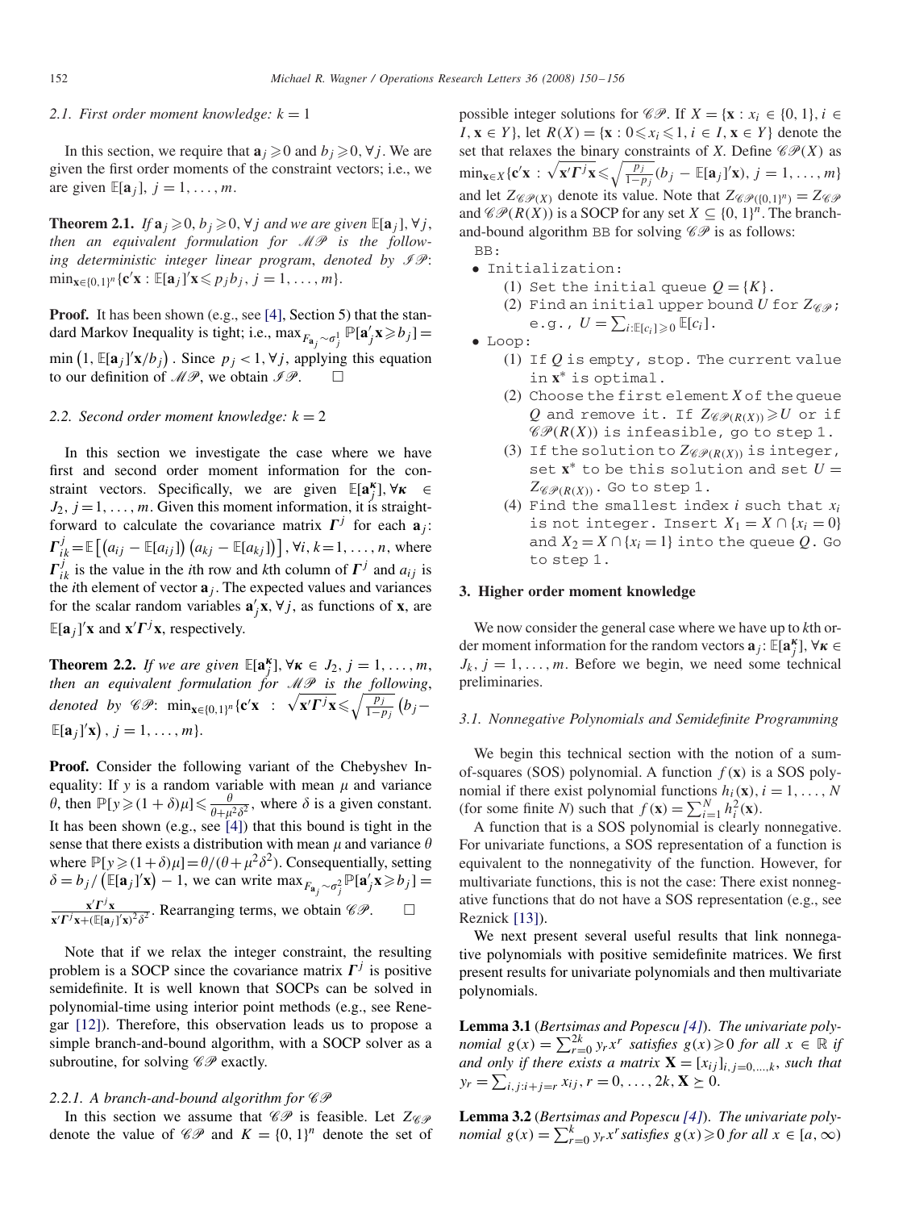### 2.1. First order moment knowledge: $k = 1$

In this section, we require that $\mathbf{a}_j \geqslant 0$ and $b_j \geqslant 0, \forall j$. We are given the first order moments of the constraint vectors; i.e., we are given $\mathbb{E}[\mathbf{a}_j]$, $j = 1, \ldots, m$.

**Theorem 2.1.** *If $\mathbf{a}_j \geqslant 0, b_j \geqslant 0, \forall j$ and we are given $\mathbb{E}[\mathbf{a}_j], \forall j$, then an equivalent formulation for $\mathscr{MP}$ is the following deterministic integer linear program, denoted by $\mathscr{IP}$: $\min_{\mathbf{x}\in\{0,1\}^n}\{\mathbf{c}'\mathbf{x} : \mathbb{E}[\mathbf{a}_j]'\mathbf{x} \leqslant p_j b_j,\ j = 1, \ldots, m\}$.*

**Proof.** It has been shown (e.g., see [4], Section 5) that the standard Markov Inequality is tight; i.e., $\max_{F_{\mathbf{a}_j}\sim\sigma_j^1} \mathbb{P}[\mathbf{a}_j'\mathbf{x} \geqslant b_j] = \min\left(1, \mathbb{E}[\mathbf{a}_j]'\mathbf{x}/b_j\right)$. Since $p_j < 1, \forall j$, applying this equation to our definition of $\mathscr{MP}$, we obtain $\mathscr{IP}$. $\square$

### 2.2. Second order moment knowledge: $k = 2$

In this section we investigate the case where we have first and second order moment information for the constraint vectors. Specifically, we are given $\mathbb{E}[\mathbf{a}_j^{\boldsymbol{\kappa}}], \forall \boldsymbol{\kappa} \in J_2$, $j = 1, \ldots, m$. Given this moment information, it is straightforward to calculate the covariance matrix $\boldsymbol{\Gamma}^j$ for each $\mathbf{a}_j$: $\boldsymbol{\Gamma}^j_{ik} = \mathbb{E}\left[\left(a_{ij} - \mathbb{E}[a_{ij}]\right)\left(a_{kj} - \mathbb{E}[a_{kj}]\right)\right], \forall i, k = 1, \ldots, n$, where $\boldsymbol{\Gamma}^j_{ik}$ is the value in the $i$th row and $k$th column of $\boldsymbol{\Gamma}^j$ and $a_{ij}$ is the $i$th element of vector $\mathbf{a}_j$. The expected values and variances for the scalar random variables $\mathbf{a}_j'\mathbf{x}, \forall j$, as functions of $\mathbf{x}$, are $\mathbb{E}[\mathbf{a}_j]'\mathbf{x}$ and $\mathbf{x}'\boldsymbol{\Gamma}^j\mathbf{x}$, respectively.

**Theorem 2.2.** *If we are given $\mathbb{E}[\mathbf{a}_j^{\boldsymbol{\kappa}}], \forall \boldsymbol{\kappa} \in J_2$, $j = 1, \ldots, m$, then an equivalent formulation for $\mathscr{MP}$ is the following, denoted by $\mathscr{CP}$: $\min_{\mathbf{x}\in\{0,1\}^n}\{\mathbf{c}'\mathbf{x} : \sqrt{\mathbf{x}'\boldsymbol{\Gamma}^j\mathbf{x}} \leqslant \sqrt{\frac{p_j}{1-p_j}}\left(b_j - \mathbb{E}[\mathbf{a}_j]'\mathbf{x}\right),\ j = 1, \ldots, m\}$.*

**Proof.** Consider the following variant of the Chebyshev Inequality: If $y$ is a random variable with mean $\mu$ and variance $\theta$, then $\mathbb{P}[y \geqslant (1+\delta)\mu] \leqslant \frac{\theta}{\theta + \mu^2\delta^2}$, where $\delta$ is a given constant. It has been shown (e.g., see [4]) that this bound is tight in the sense that there exists a distribution with mean $\mu$ and variance $\theta$ where $\mathbb{P}[y \geqslant (1+\delta)\mu] = \theta/(\theta + \mu^2\delta^2)$. Consequentially, setting $\delta = b_j/\left(\mathbb{E}[\mathbf{a}_j]'\mathbf{x}\right) - 1$, we can write $\max_{F_{\mathbf{a}_j}\sim\sigma_j^2} \mathbb{P}[\mathbf{a}_j'\mathbf{x} \geqslant b_j] = \frac{\mathbf{x}'\boldsymbol{\Gamma}^j\mathbf{x}}{\mathbf{x}'\boldsymbol{\Gamma}^j\mathbf{x} + (\mathbb{E}[\mathbf{a}_j]'\mathbf{x})^2\delta^2}$. Rearranging terms, we obtain $\mathscr{CP}$. $\square$

Note that if we relax the integer constraint, the resulting problem is a SOCP since the covariance matrix $\boldsymbol{\Gamma}^j$ is positive semidefinite. It is well known that SOCPs can be solved in polynomial-time using interior point methods (e.g., see Renegar [12]). Therefore, this observation leads us to propose a simple branch-and-bound algorithm, with a SOCP solver as a subroutine, for solving $\mathscr{CP}$ exactly.

#### 2.2.1. A branch-and-bound algorithm for $\mathscr{CP}$

In this section we assume that $\mathscr{CP}$ is feasible. Let $Z_{\mathscr{CP}}$ denote the value of $\mathscr{CP}$ and $K = \{0, 1\}^n$ denote the set of possible integer solutions for $\mathscr{CP}$. If $X = \{\mathbf{x} : x_i \in \{0, 1\}, i \in I, \mathbf{x} \in Y\}$, let $R(X) = \{\mathbf{x} : 0 \leqslant x_i \leqslant 1, i \in I, \mathbf{x} \in Y\}$ denote the set that relaxes the binary constraints of $X$. Define $\mathscr{CP}(X)$ as $\min_{\mathbf{x}\in X}\{\mathbf{c}'\mathbf{x} : \sqrt{\mathbf{x}'\boldsymbol{\Gamma}^j\mathbf{x}} \leqslant \sqrt{\frac{p_j}{1-p_j}}(b_j - \mathbb{E}[\mathbf{a}_j]'\mathbf{x}),\ j = 1, \ldots, m\}$ and let $Z_{\mathscr{CP}(X)}$ denote its value. Note that $Z_{\mathscr{CP}(\{0,1\}^n)} = Z_{\mathscr{CP}}$ and $\mathscr{CP}(R(X))$ is a SOCP for any set $X \subseteq \{0, 1\}^n$. The branch-and-bound algorithm BB for solving $\mathscr{CP}$ is as follows:

BB:

- Initialization:
  1. Set the initial queue $Q = \{K\}$.
  2. Find an initial upper bound $U$ for $Z_{\mathscr{CP}}$; e.g., $U = \sum_{i:\mathbb{E}[c_i]\geqslant 0} \mathbb{E}[c_i]$.
- Loop:
  1. If $Q$ is empty, stop. The current value in $\mathbf{x}^*$ is optimal.
  2. Choose the first element $X$ of the queue $Q$ and remove it. If $Z_{\mathscr{CP}(R(X))} \geqslant U$ or if $\mathscr{CP}(R(X))$ is infeasible, go to step 1.
  3. If the solution to $Z_{\mathscr{CP}(R(X))}$ is integer, set $\mathbf{x}^*$ to be this solution and set $U = Z_{\mathscr{CP}(R(X))}$. Go to step 1.
  4. Find the smallest index $i$ such that $x_i$ is not integer. Insert $X_1 = X \cap \{x_i = 0\}$ and $X_2 = X \cap \{x_i = 1\}$ into the queue $Q$. Go to step 1.

## 3. Higher order moment knowledge

We now consider the general case where we have up to $k$th order moment information for the random vectors $\mathbf{a}_j$: $\mathbb{E}[\mathbf{a}_j^{\boldsymbol{\kappa}}], \forall \boldsymbol{\kappa} \in J_k$, $j = 1, \ldots, m$. Before we begin, we need some technical preliminaries.

### 3.1. Nonnegative Polynomials and Semidefinite Programming

We begin this technical section with the notion of a sum-of-squares (SOS) polynomial. A function $f(\mathbf{x})$ is a SOS polynomial if there exist polynomial functions $h_i(\mathbf{x}), i = 1, \ldots, N$ (for some finite $N$) such that $f(\mathbf{x}) = \sum_{i=1}^N h_i^2(\mathbf{x})$.

A function that is a SOS polynomial is clearly nonnegative. For univariate functions, a SOS representation of a function is equivalent to the nonnegativity of the function. However, for multivariate functions, this is not the case: There exist nonnegative functions that do not have a SOS representation (e.g., see Reznick [13]).

We next present several useful results that link nonnegative polynomials with positive semidefinite matrices. We first present results for univariate polynomials and then multivariate polynomials.

**Lemma 3.1** (*Bertsimas and Popescu [4]*). *The univariate polynomial $g(x) = \sum_{r=0}^{2k} y_r x^r$ satisfies $g(x) \geqslant 0$ for all $x \in \mathbb{R}$ if and only if there exists a matrix $\mathbf{X} = [x_{ij}]_{i,j=0,\ldots,k}$, such that $y_r = \sum_{i,j:i+j=r} x_{ij}$, $r = 0, \ldots, 2k$, $\mathbf{X} \succeq 0$.*

**Lemma 3.2** (*Bertsimas and Popescu [4]*). *The univariate polynomial $g(x) = \sum_{r=0}^{k} y_r x^r$ satisfies $g(x) \geqslant 0$ for all $x \in [a, \infty)$*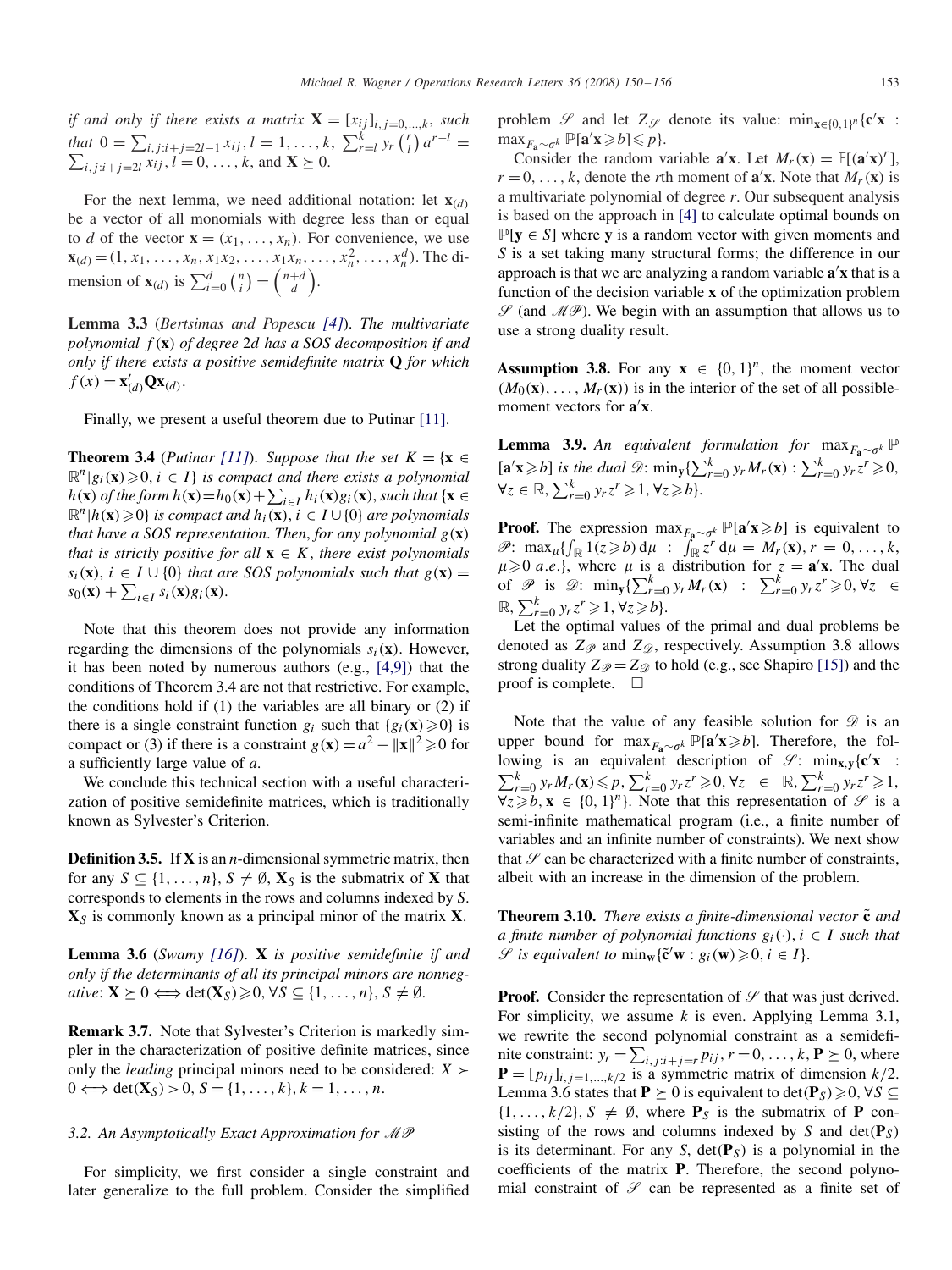*if and only if there exists a matrix* $\mathbf{X} = [x_{ij}]_{i,j=0,\ldots,k}$, *such that* $0 = \sum_{i,j:i+j=2l-1} x_{ij}$, $l = 1, \ldots, k$, $\sum_{r=l}^{k} y_r \binom{r}{l} a^{r-l} = \sum_{i,j:i+j=2l} x_{ij}$, $l = 0, \ldots, k$, and $\mathbf{X} \succeq 0$.

For the next lemma, we need additional notation: let $\mathbf{x}_{(d)}$ be a vector of all monomials with degree less than or equal to $d$ of the vector $\mathbf{x} = (x_1, \ldots, x_n)$. For convenience, we use $\mathbf{x}_{(d)} = (1, x_1, \ldots, x_n, x_1x_2, \ldots, x_1x_n, \ldots, x_n^2, \ldots, x_n^d)$. The dimension of $\mathbf{x}_{(d)}$ is $\sum_{i=0}^{d} \binom{n}{i} = \binom{n+d}{d}$.

**Lemma 3.3** (*Bertsimas and Popescu [4]*). *The multivariate polynomial* $f(\mathbf{x})$ *of degree* $2d$ *has a SOS decomposition if and only if there exists a positive semidefinite matrix* $\mathbf{Q}$ *for which* $f(x) = \mathbf{x}'_{(d)}\mathbf{Q}\mathbf{x}_{(d)}$.

Finally, we present a useful theorem due to Putinar [11].

**Theorem 3.4** (*Putinar [11]*). *Suppose that the set* $K = \{\mathbf{x} \in \mathbb{R}^n | g_i(\mathbf{x}) \geqslant 0, i \in I\}$ *is compact and there exists a polynomial* $h(\mathbf{x})$ *of the form* $h(\mathbf{x}) = h_0(\mathbf{x}) + \sum_{i \in I} h_i(\mathbf{x})g_i(\mathbf{x})$, *such that* $\{\mathbf{x} \in \mathbb{R}^n | h(\mathbf{x}) \geqslant 0\}$ *is compact and* $h_i(\mathbf{x})$, $i \in I \cup \{0\}$ *are polynomials that have a SOS representation. Then, for any polynomial* $g(\mathbf{x})$ *that is strictly positive for all* $\mathbf{x} \in K$, *there exist polynomials* $s_i(\mathbf{x})$, $i \in I \cup \{0\}$ *that are SOS polynomials such that* $g(\mathbf{x}) = s_0(\mathbf{x}) + \sum_{i \in I} s_i(\mathbf{x})g_i(\mathbf{x})$.

Note that this theorem does not provide any information regarding the dimensions of the polynomials $s_i(\mathbf{x})$. However, it has been noted by numerous authors (e.g., [4,9]) that the conditions of Theorem 3.4 are not that restrictive. For example, the conditions hold if (1) the variables are all binary or (2) if there is a single constraint function $g_i$ such that $\{g_i(\mathbf{x}) \geqslant 0\}$ is compact or (3) if there is a constraint $g(\mathbf{x}) = a^2 - \|\mathbf{x}\|^2 \geqslant 0$ for a sufficiently large value of $a$.

We conclude this technical section with a useful characterization of positive semidefinite matrices, which is traditionally known as Sylvester's Criterion.

**Definition 3.5.** If $\mathbf{X}$ is an $n$-dimensional symmetric matrix, then for any $S \subseteq \{1, \ldots, n\}$, $S \neq \emptyset$, $\mathbf{X}_S$ is the submatrix of $\mathbf{X}$ that corresponds to elements in the rows and columns indexed by $S$. $\mathbf{X}_S$ is commonly known as a principal minor of the matrix $\mathbf{X}$.

**Lemma 3.6** (*Swamy [16]*). $\mathbf{X}$ *is positive semidefinite if and only if the determinants of all its principal minors are nonnegative*: $\mathbf{X} \succeq 0 \Longleftrightarrow \det(\mathbf{X}_S) \geqslant 0, \forall S \subseteq \{1, \ldots, n\}, S \neq \emptyset$.

**Remark 3.7.** Note that Sylvester's Criterion is markedly simpler in the characterization of positive definite matrices, since only the *leading* principal minors need to be considered: $X \succ 0 \Longleftrightarrow \det(\mathbf{X}_S) > 0$, $S = \{1, \ldots, k\}$, $k = 1, \ldots, n$.

### 3.2. An Asymptotically Exact Approximation for $\mathscr{MP}$

For simplicity, we first consider a single constraint and later generalize to the full problem. Consider the simplified problem $\mathscr{S}$ and let $Z_{\mathscr{S}}$ denote its value: $\min_{\mathbf{x} \in \{0,1\}^n} \{\mathbf{c}'\mathbf{x} : \max_{F_\mathbf{a} \sim \sigma^k} \mathbb{P}[\mathbf{a}'\mathbf{x} \geqslant b] \leqslant p\}$.

Consider the random variable $\mathbf{a}'\mathbf{x}$. Let $M_r(\mathbf{x}) = \mathbb{E}[(\mathbf{a}'\mathbf{x})^r]$, $r = 0, \ldots, k$, denote the $r$th moment of $\mathbf{a}'\mathbf{x}$. Note that $M_r(\mathbf{x})$ is a multivariate polynomial of degree $r$. Our subsequent analysis is based on the approach in [4] to calculate optimal bounds on $\mathbb{P}[\mathbf{y} \in S]$ where $\mathbf{y}$ is a random vector with given moments and $S$ is a set taking many structural forms; the difference in our approach is that we are analyzing a random variable $\mathbf{a}'\mathbf{x}$ that is a function of the decision variable $\mathbf{x}$ of the optimization problem $\mathscr{S}$ (and $\mathscr{MP}$). We begin with an assumption that allows us to use a strong duality result.

**Assumption 3.8.** For any $\mathbf{x} \in \{0, 1\}^n$, the moment vector $(M_0(\mathbf{x}), \ldots, M_r(\mathbf{x}))$ is in the interior of the set of all possible-moment vectors for $\mathbf{a}'\mathbf{x}$.

**Lemma 3.9.** *An equivalent formulation for* $\max_{F_\mathbf{a} \sim \sigma^k} \mathbb{P}[\mathbf{a}'\mathbf{x} \geqslant b]$ *is the dual* $\mathscr{D}$: $\min_\mathbf{y}\{\sum_{r=0}^{k} y_r M_r(\mathbf{x}) : \sum_{r=0}^{k} y_r z^r \geqslant 0, \forall z \in \mathbb{R}, \sum_{r=0}^{k} y_r z^r \geqslant 1, \forall z \geqslant b\}$.

**Proof.** The expression $\max_{F_\mathbf{a} \sim \sigma^k} \mathbb{P}[\mathbf{a}'\mathbf{x} \geqslant b]$ is equivalent to $\mathscr{P}$: $\max_\mu\{\int_\mathbb{R} 1(z \geqslant b)\, d\mu \ : \ \int_\mathbb{R} z^r\, d\mu = M_r(\mathbf{x}), r = 0, \ldots, k, \mu \geqslant 0 \ a.e.\}$, where $\mu$ is a distribution for $z = \mathbf{a}'\mathbf{x}$. The dual of $\mathscr{P}$ is $\mathscr{D}$: $\min_\mathbf{y}\{\sum_{r=0}^{k} y_r M_r(\mathbf{x}) \ : \ \sum_{r=0}^{k} y_r z^r \geqslant 0, \forall z \in \mathbb{R}, \sum_{r=0}^{k} y_r z^r \geqslant 1, \forall z \geqslant b\}$.

Let the optimal values of the primal and dual problems be denoted as $Z_{\mathscr{P}}$ and $Z_{\mathscr{D}}$, respectively. Assumption 3.8 allows strong duality $Z_{\mathscr{P}} = Z_{\mathscr{D}}$ to hold (e.g., see Shapiro [15]) and the proof is complete. $\square$

Note that the value of any feasible solution for $\mathscr{D}$ is an upper bound for $\max_{F_\mathbf{a} \sim \sigma^k} \mathbb{P}[\mathbf{a}'\mathbf{x} \geqslant b]$. Therefore, the following is an equivalent description of $\mathscr{S}$: $\min_{\mathbf{x},\mathbf{y}}\{\mathbf{c}'\mathbf{x} \ : \ \sum_{r=0}^{k} y_r M_r(\mathbf{x}) \leqslant p, \sum_{r=0}^{k} y_r z^r \geqslant 0, \forall z \in \mathbb{R}, \sum_{r=0}^{k} y_r z^r \geqslant 1, \forall z \geqslant b, \mathbf{x} \in \{0, 1\}^n\}$. Note that this representation of $\mathscr{S}$ is a semi-infinite mathematical program (i.e., a finite number of variables and an infinite number of constraints). We next show that $\mathscr{S}$ can be characterized with a finite number of constraints, albeit with an increase in the dimension of the problem.

**Theorem 3.10.** *There exists a finite-dimensional vector* $\tilde{\mathbf{c}}$ *and a finite number of polynomial functions* $g_i(\cdot)$, $i \in I$ *such that* $\mathscr{S}$ *is equivalent to* $\min_\mathbf{w}\{\tilde{\mathbf{c}}'\mathbf{w} : g_i(\mathbf{w}) \geqslant 0, i \in I\}$.

**Proof.** Consider the representation of $\mathscr{S}$ that was just derived. For simplicity, we assume $k$ is even. Applying Lemma 3.1, we rewrite the second polynomial constraint as a semidefinite constraint: $y_r = \sum_{i,j:i+j=r} p_{ij}$, $r = 0, \ldots, k$, $\mathbf{P} \succeq 0$, where $\mathbf{P} = [p_{ij}]_{i,j=1,\ldots,k/2}$ is a symmetric matrix of dimension $k/2$. Lemma 3.6 states that $\mathbf{P} \succeq 0$ is equivalent to $\det(\mathbf{P}_S) \geqslant 0$, $\forall S \subseteq \{1, \ldots, k/2\}$, $S \neq \emptyset$, where $\mathbf{P}_S$ is the submatrix of $\mathbf{P}$ consisting of the rows and columns indexed by $S$ and $\det(\mathbf{P}_S)$ is its determinant. For any $S$, $\det(\mathbf{P}_S)$ is a polynomial in the coefficients of the matrix $\mathbf{P}$. Therefore, the second polynomial constraint of $\mathscr{S}$ can be represented as a finite set of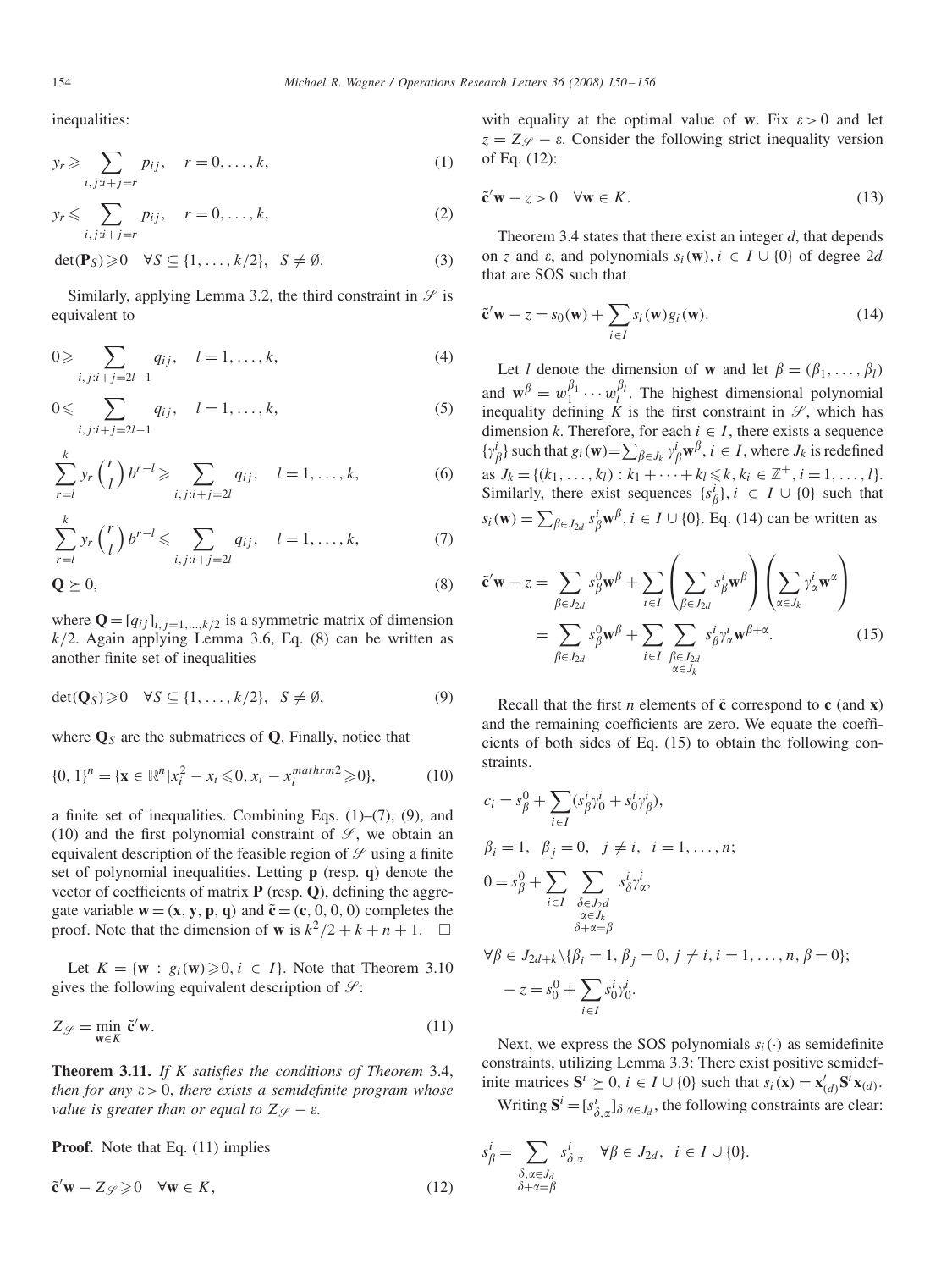inequalities:

$$y_r \geqslant \sum_{i,j:i+j=r} p_{ij}, \quad r = 0, \ldots, k, \tag{1}$$

$$y_r \leqslant \sum_{i,j:i+j=r} p_{ij}, \quad r = 0, \ldots, k, \tag{2}$$

$$\det(\mathbf{P}_S) \geqslant 0 \quad \forall S \subseteq \{1, \ldots, k/2\}, \quad S \neq \emptyset. \tag{3}$$

Similarly, applying Lemma 3.2, the third constraint in $\mathscr{S}$ is equivalent to

$$0 \geqslant \sum_{i,j:i+j=2l-1} q_{ij}, \quad l = 1, \ldots, k, \tag{4}$$

$$0 \leqslant \sum_{i,j:i+j=2l-1} q_{ij}, \quad l = 1, \ldots, k, \tag{5}$$

$$\sum_{r=l}^{k} y_r \binom{r}{l} b^{r-l} \geqslant \sum_{i,j:i+j=2l} q_{ij}, \quad l = 1, \ldots, k, \tag{6}$$

$$\sum_{r=l}^{k} y_r \binom{r}{l} b^{r-l} \leqslant \sum_{i,j:i+j=2l} q_{ij}, \quad l = 1, \ldots, k, \tag{7}$$

$$\mathbf{Q} \succeq 0, \tag{8}$$

where $\mathbf{Q} = [q_{ij}]_{i,j=1,\ldots,k/2}$ is a symmetric matrix of dimension $k/2$. Again applying Lemma 3.6, Eq. (8) can be written as another finite set of inequalities

$$\det(\mathbf{Q}_S) \geqslant 0 \quad \forall S \subseteq \{1, \ldots, k/2\}, \quad S \neq \emptyset, \tag{9}$$

where $\mathbf{Q}_S$ are the submatrices of $\mathbf{Q}$. Finally, notice that

$$\{0, 1\}^n = \{\mathbf{x} \in \mathbb{R}^n | x_i^2 - x_i \leqslant 0, x_i - x_i^{mathrm2} \geqslant 0\}, \tag{10}$$

a finite set of inequalities. Combining Eqs. (1)–(7), (9), and (10) and the first polynomial constraint of $\mathscr{S}$, we obtain an equivalent description of the feasible region of $\mathscr{S}$ using a finite set of polynomial inequalities. Letting $\mathbf{p}$ (resp. $\mathbf{q}$) denote the vector of coefficients of matrix $\mathbf{P}$ (resp. $\mathbf{Q}$), defining the aggregate variable $\mathbf{w} = (\mathbf{x}, \mathbf{y}, \mathbf{p}, \mathbf{q})$ and $\tilde{\mathbf{c}} = (\mathbf{c}, 0, 0, 0)$ completes the proof. Note that the dimension of $\mathbf{w}$ is $k^2/2 + k + n + 1$. $\square$

Let $K = \{\mathbf{w} : g_i(\mathbf{w}) \geqslant 0, i \in I\}$. Note that Theorem 3.10 gives the following equivalent description of $\mathscr{S}$:

$$Z_{\mathscr{S}} = \min_{\mathbf{w} \in K} \tilde{\mathbf{c}}'\mathbf{w}. \tag{11}$$

**Theorem 3.11.** *If $K$ satisfies the conditions of Theorem 3.4, then for any $\varepsilon > 0$, there exists a semidefinite program whose value is greater than or equal to $Z_{\mathscr{S}} - \varepsilon$.*

**Proof.** Note that Eq. (11) implies

$$\tilde{\mathbf{c}}'\mathbf{w} - Z_{\mathscr{S}} \geqslant 0 \quad \forall \mathbf{w} \in K, \tag{12}$$

with equality at the optimal value of $\mathbf{w}$. Fix $\varepsilon > 0$ and let $z = Z_{\mathscr{S}} - \varepsilon$. Consider the following strict inequality version of Eq. (12):

$$\tilde{\mathbf{c}}'\mathbf{w} - z > 0 \quad \forall \mathbf{w} \in K. \tag{13}$$

Theorem 3.4 states that there exist an integer $d$, that depends on $z$ and $\varepsilon$, and polynomials $s_i(\mathbf{w}), i \in I \cup \{0\}$ of degree $2d$ that are SOS such that

$$\tilde{\mathbf{c}}'\mathbf{w} - z = s_0(\mathbf{w}) + \sum_{i \in I} s_i(\mathbf{w}) g_i(\mathbf{w}). \tag{14}$$

Let $l$ denote the dimension of $\mathbf{w}$ and let $\beta = (\beta_1, \ldots, \beta_l)$ and $\mathbf{w}^\beta = w_1^{\beta_1} \cdots w_l^{\beta_l}$. The highest dimensional polynomial inequality defining $K$ is the first constraint in $\mathscr{S}$, which has dimension $k$. Therefore, for each $i \in I$, there exists a sequence $\{\gamma_\beta^i\}$ such that $g_i(\mathbf{w}) = \sum_{\beta \in J_k} \gamma_\beta^i \mathbf{w}^\beta$, $i \in I$, where $J_k$ is redefined as $J_k = \{(k_1, \ldots, k_l) : k_1 + \cdots + k_l \leqslant k, k_i \in \mathbb{Z}^+, i = 1, \ldots, l\}$. Similarly, there exist sequences $\{s_\beta^i\}, i \in I \cup \{0\}$ such that $s_i(\mathbf{w}) = \sum_{\beta \in J_{2d}} s_\beta^i \mathbf{w}^\beta$, $i \in I \cup \{0\}$. Eq. (14) can be written as

$$\begin{aligned}
\tilde{\mathbf{c}}'\mathbf{w} - z &= \sum_{\beta \in J_{2d}} s_\beta^0 \mathbf{w}^\beta + \sum_{i \in I} \left( \sum_{\beta \in J_{2d}} s_\beta^i \mathbf{w}^\beta \right) \left( \sum_{\alpha \in J_k} \gamma_\alpha^i \mathbf{w}^\alpha \right) \\
&= \sum_{\beta \in J_{2d}} s_\beta^0 \mathbf{w}^\beta + \sum_{i \in I} \sum_{\substack{\beta \in J_{2d} \\ \alpha \in J_k}} s_\beta^i \gamma_\alpha^i \mathbf{w}^{\beta + \alpha}.
\end{aligned} \tag{15}$$

Recall that the first $n$ elements of $\tilde{\mathbf{c}}$ correspond to $\mathbf{c}$ (and $\mathbf{x}$) and the remaining coefficients are zero. We equate the coefficients of both sides of Eq. (15) to obtain the following constraints.

$$c_i = s_\beta^0 + \sum_{i \in I} (s_\beta^i \gamma_0^i + s_0^i \gamma_\beta^i),$$

$$\beta_i = 1, \quad \beta_j = 0, \quad j \neq i, \quad i = 1, \ldots, n;$$

$$0 = s_\beta^0 + \sum_{i \in I} \sum_{\substack{\delta \in J_{2d} \\ \alpha \in J_k \\ \delta + \alpha = \beta}} s_\delta^i \gamma_\alpha^i,$$

$$\forall \beta \in J_{2d+k} \backslash \{\beta_i = 1, \beta_j = 0, j \neq i, i = 1, \ldots, n, \beta = 0\};$$

$$-z = s_0^0 + \sum_{i \in I} s_0^i \gamma_0^i.$$

Next, we express the SOS polynomials $s_i(\cdot)$ as semidefinite constraints, utilizing Lemma 3.3: There exist positive semidefinite matrices $\mathbf{S}^i \succeq 0$, $i \in I \cup \{0\}$ such that $s_i(\mathbf{x}) = \mathbf{x}'_{(d)} \mathbf{S}^i \mathbf{x}_{(d)}$.

Writing $\mathbf{S}^i = [s_{\delta,\alpha}^i]_{\delta,\alpha \in J_d}$, the following constraints are clear:

$$s_\beta^i = \sum_{\substack{\delta, \alpha \in J_d \\ \delta + \alpha = \beta}} s_{\delta,\alpha}^i \quad \forall \beta \in J_{2d}, \quad i \in I \cup \{0\}.$$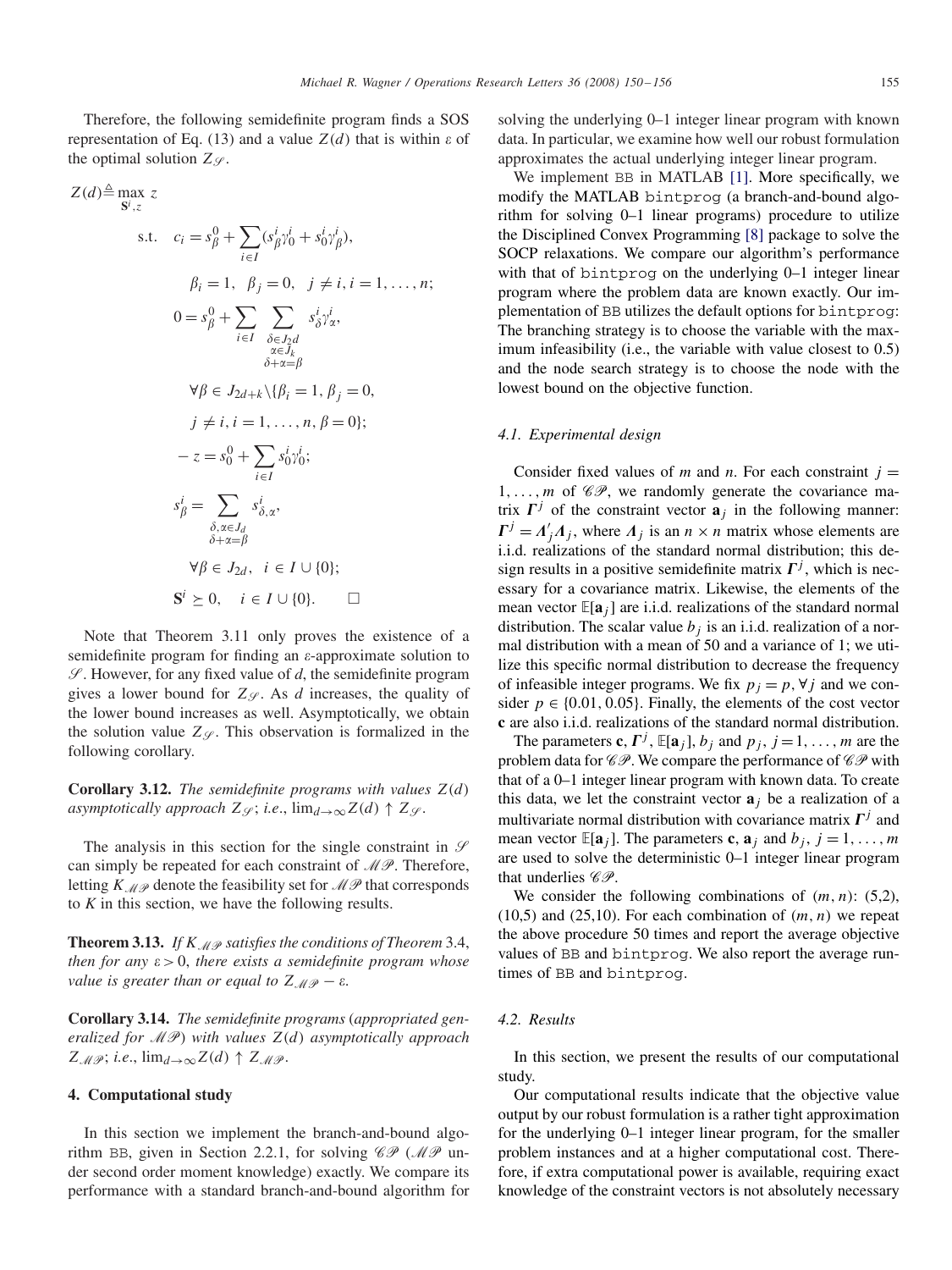Therefore, the following semidefinite program finds a SOS representation of Eq. (13) and a value $Z(d)$ that is within $\varepsilon$ of the optimal solution $Z_{\mathscr{S}}$.

$$
\begin{aligned}
Z(d) \triangleq \max_{\mathbf{S}^i, z} \; & z \\
\text{s.t.} \quad & c_i = s^0_\beta + \sum_{i \in I} (s^i_\beta \gamma^i_0 + s^i_0 \gamma^i_\beta), \\
& \beta_i = 1, \; \beta_j = 0, \; j \neq i, i = 1, \ldots, n; \\
& 0 = s^0_\beta + \sum_{i \in I} \sum_{\substack{\delta \in J_{2d} \\ \alpha \in J_k \\ \delta + \alpha = \beta}} s^i_\delta \gamma^i_\alpha, \\
& \forall \beta \in J_{2d+k} \backslash \{\beta_i = 1, \beta_j = 0, \\
& j \neq i, i = 1, \ldots, n, \beta = 0\}; \\
& -z = s^0_0 + \sum_{i \in I} s^i_0 \gamma^i_0; \\
& s^i_\beta = \sum_{\substack{\delta, \alpha \in J_d \\ \delta + \alpha = \beta}} s^i_{\delta, \alpha}, \\
& \forall \beta \in J_{2d}, \; i \in I \cup \{0\}; \\
& \mathbf{S}^i \succeq 0, \quad i \in I \cup \{0\}. \qquad \square
\end{aligned}
$$

Note that Theorem 3.11 only proves the existence of a semidefinite program for finding an $\varepsilon$-approximate solution to $\mathscr{S}$. However, for any fixed value of $d$, the semidefinite program gives a lower bound for $Z_{\mathscr{S}}$. As $d$ increases, the quality of the lower bound increases as well. Asymptotically, we obtain the solution value $Z_{\mathscr{S}}$. This observation is formalized in the following corollary.

**Corollary 3.12.** *The semidefinite programs with values $Z(d)$ asymptotically approach $Z_{\mathscr{S}}$; i.e., $\lim_{d\to\infty} Z(d) \uparrow Z_{\mathscr{S}}$.*

The analysis in this section for the single constraint in $\mathscr{S}$ can simply be repeated for each constraint of $\mathscr{MP}$. Therefore, letting $K_{\mathscr{MP}}$ denote the feasibility set for $\mathscr{MP}$ that corresponds to $K$ in this section, we have the following results.

**Theorem 3.13.** *If $K_{\mathscr{MP}}$ satisfies the conditions of Theorem 3.4, then for any $\varepsilon > 0$, there exists a semidefinite program whose value is greater than or equal to $Z_{\mathscr{MP}} - \varepsilon$.*

**Corollary 3.14.** *The semidefinite programs (appropriated generalized for $\mathscr{MP}$) with values $Z(d)$ asymptotically approach $Z_{\mathscr{MP}}$; i.e., $\lim_{d\to\infty} Z(d) \uparrow Z_{\mathscr{MP}}$.*

## 4. Computational study

In this section we implement the branch-and-bound algorithm BB, given in Section 2.2.1, for solving $\mathscr{CP}$ ($\mathscr{MP}$ under second order moment knowledge) exactly. We compare its performance with a standard branch-and-bound algorithm for solving the underlying 0–1 integer linear program with known data. In particular, we examine how well our robust formulation approximates the actual underlying integer linear program.

We implement BB in MATLAB [1]. More specifically, we modify the MATLAB `bintprog` (a branch-and-bound algorithm for solving 0–1 linear programs) procedure to utilize the Disciplined Convex Programming [8] package to solve the SOCP relaxations. We compare our algorithm's performance with that of `bintprog` on the underlying 0–1 integer linear program where the problem data are known exactly. Our implementation of BB utilizes the default options for `bintprog`: The branching strategy is to choose the variable with the maximum infeasibility (i.e., the variable with value closest to 0.5) and the node search strategy is to choose the node with the lowest bound on the objective function.

### 4.1. Experimental design

Consider fixed values of $m$ and $n$. For each constraint $j = 1, \ldots, m$ of $\mathscr{CP}$, we randomly generate the covariance matrix $\boldsymbol{\Gamma}^j$ of the constraint vector $\mathbf{a}_j$ in the following manner: $\boldsymbol{\Gamma}^j = \boldsymbol{\Lambda}'_j \boldsymbol{\Lambda}_j$, where $\boldsymbol{\Lambda}_j$ is an $n \times n$ matrix whose elements are i.i.d. realizations of the standard normal distribution; this design results in a positive semidefinite matrix $\boldsymbol{\Gamma}^j$, which is necessary for a covariance matrix. Likewise, the elements of the mean vector $\mathbb{E}[\mathbf{a}_j]$ are i.i.d. realizations of the standard normal distribution. The scalar value $b_j$ is an i.i.d. realization of a normal distribution with a mean of 50 and a variance of 1; we utilize this specific normal distribution to decrease the frequency of infeasible integer programs. We fix $p_j = p, \forall j$ and we consider $p \in \{0.01, 0.05\}$. Finally, the elements of the cost vector $\mathbf{c}$ are also i.i.d. realizations of the standard normal distribution.

The parameters $\mathbf{c}$, $\boldsymbol{\Gamma}^j$, $\mathbb{E}[\mathbf{a}_j]$, $b_j$ and $p_j$, $j = 1, \ldots, m$ are the problem data for $\mathscr{CP}$. We compare the performance of $\mathscr{CP}$ with that of a 0–1 integer linear program with known data. To create this data, we let the constraint vector $\mathbf{a}_j$ be a realization of a multivariate normal distribution with covariance matrix $\boldsymbol{\Gamma}^j$ and mean vector $\mathbb{E}[\mathbf{a}_j]$. The parameters $\mathbf{c}$, $\mathbf{a}_j$ and $b_j$, $j = 1, \ldots, m$ are used to solve the deterministic 0–1 integer linear program that underlies $\mathscr{CP}$.

We consider the following combinations of $(m, n)$: (5,2), (10,5) and (25,10). For each combination of $(m, n)$ we repeat the above procedure 50 times and report the average objective values of BB and `bintprog`. We also report the average runtimes of BB and `bintprog`.

### 4.2. Results

In this section, we present the results of our computational study.

Our computational results indicate that the objective value output by our robust formulation is a rather tight approximation for the underlying 0–1 integer linear program, for the smaller problem instances and at a higher computational cost. Therefore, if extra computational power is available, requiring exact knowledge of the constraint vectors is not absolutely necessary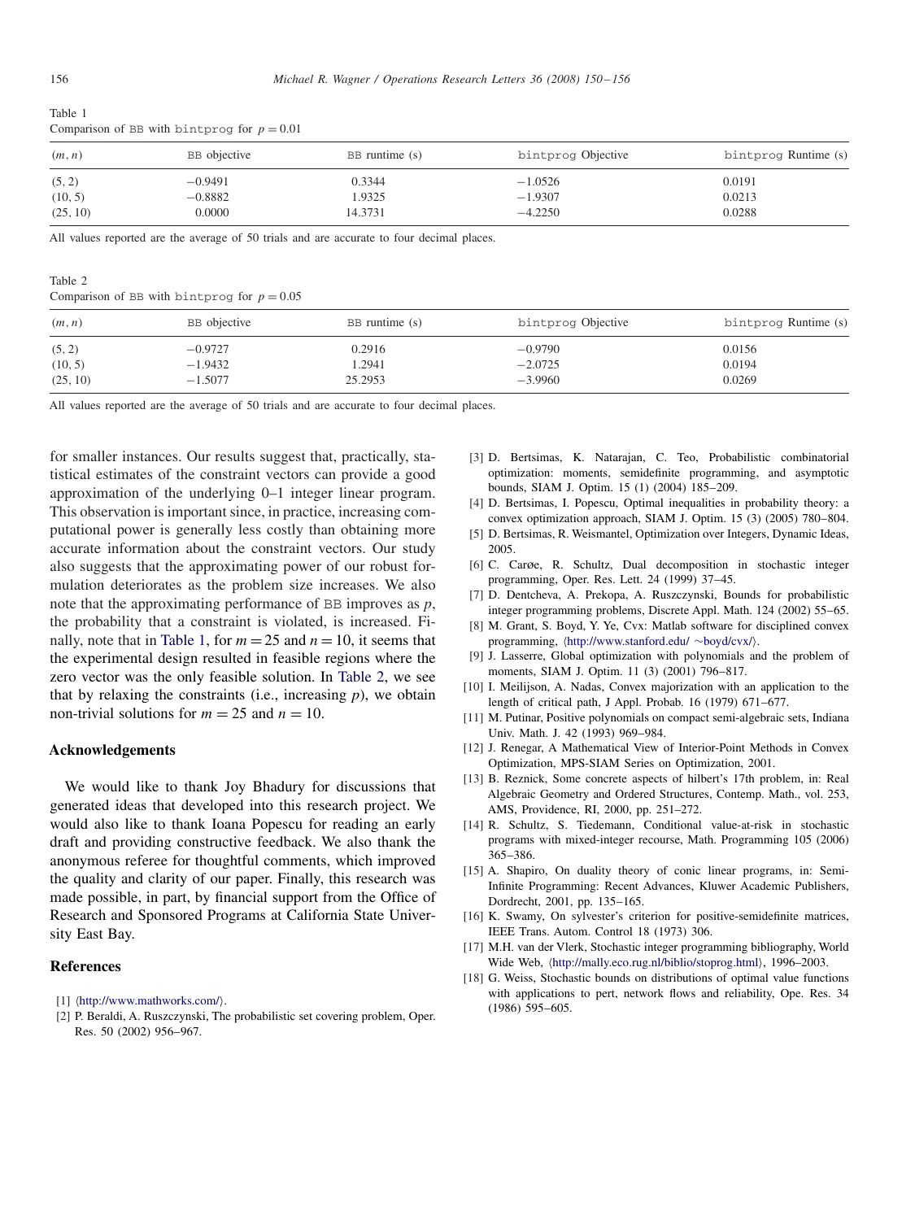Table 1
Comparison of BB with bintprog for $p = 0.01$

| $(m, n)$ | BB objective | BB runtime (s) | bintprog Objective | bintprog Runtime (s) |
|---|---|---|---|---|
| (5, 2) | −0.9491 | 0.3344 | −1.0526 | 0.0191 |
| (10, 5) | −0.8882 | 1.9325 | −1.9307 | 0.0213 |
| (25, 10) | 0.0000 | 14.3731 | −4.2250 | 0.0288 |

All values reported are the average of 50 trials and are accurate to four decimal places.

Table 2
Comparison of BB with bintprog for $p = 0.05$

| $(m, n)$ | BB objective | BB runtime (s) | bintprog Objective | bintprog Runtime (s) |
|---|---|---|---|---|
| (5, 2) | −0.9727 | 0.2916 | −0.9790 | 0.0156 |
| (10, 5) | −1.9432 | 1.2941 | −2.0725 | 0.0194 |
| (25, 10) | −1.5077 | 25.2953 | −3.9960 | 0.0269 |

All values reported are the average of 50 trials and are accurate to four decimal places.

for smaller instances. Our results suggest that, practically, statistical estimates of the constraint vectors can provide a good approximation of the underlying 0–1 integer linear program. This observation is important since, in practice, increasing computational power is generally less costly than obtaining more accurate information about the constraint vectors. Our study also suggests that the approximating power of our robust formulation deteriorates as the problem size increases. We also note that the approximating performance of BB improves as $p$, the probability that a constraint is violated, is increased. Finally, note that in Table 1, for $m = 25$ and $n = 10$, it seems that the experimental design resulted in feasible regions where the zero vector was the only feasible solution. In Table 2, we see that by relaxing the constraints (i.e., increasing $p$), we obtain non-trivial solutions for $m = 25$ and $n = 10$.

## Acknowledgements

We would like to thank Joy Bhadury for discussions that generated ideas that developed into this research project. We would also like to thank Ioana Popescu for reading an early draft and providing constructive feedback. We also thank the anonymous referee for thoughtful comments, which improved the quality and clarity of our paper. Finally, this research was made possible, in part, by financial support from the Office of Research and Sponsored Programs at California State University East Bay.

## References

[1] ⟨http://www.mathworks.com/⟩.

[2] P. Beraldi, A. Ruszczynski, The probabilistic set covering problem, Oper. Res. 50 (2002) 956–967.

[3] D. Bertsimas, K. Natarajan, C. Teo, Probabilistic combinatorial optimization: moments, semidefinite programming, and asymptotic bounds, SIAM J. Optim. 15 (1) (2004) 185–209.

[4] D. Bertsimas, I. Popescu, Optimal inequalities in probability theory: a convex optimization approach, SIAM J. Optim. 15 (3) (2005) 780–804.

[5] D. Bertsimas, R. Weismantel, Optimization over Integers, Dynamic Ideas, 2005.

[6] C. Carøe, R. Schultz, Dual decomposition in stochastic integer programming, Oper. Res. Lett. 24 (1999) 37–45.

[7] D. Dentcheva, A. Prekopa, A. Ruszczynski, Bounds for probabilistic integer programming problems, Discrete Appl. Math. 124 (2002) 55–65.

[8] M. Grant, S. Boyd, Y. Ye, Cvx: Matlab software for disciplined convex programming, ⟨http://www.stanford.edu/ ∼boyd/cvx/⟩.

[9] J. Lasserre, Global optimization with polynomials and the problem of moments, SIAM J. Optim. 11 (3) (2001) 796–817.

[10] I. Meilijson, A. Nadas, Convex majorization with an application to the length of critical path, J Appl. Probab. 16 (1979) 671–677.

[11] M. Putinar, Positive polynomials on compact semi-algebraic sets, Indiana Univ. Math. J. 42 (1993) 969–984.

[12] J. Renegar, A Mathematical View of Interior-Point Methods in Convex Optimization, MPS-SIAM Series on Optimization, 2001.

[13] B. Reznick, Some concrete aspects of hilbert's 17th problem, in: Real Algebraic Geometry and Ordered Structures, Contemp. Math., vol. 253, AMS, Providence, RI, 2000, pp. 251–272.

[14] R. Schultz, S. Tiedemann, Conditional value-at-risk in stochastic programs with mixed-integer recourse, Math. Programming 105 (2006) 365–386.

[15] A. Shapiro, On duality theory of conic linear programs, in: Semi-Infinite Programming: Recent Advances, Kluwer Academic Publishers, Dordrecht, 2001, pp. 135–165.

[16] K. Swamy, On sylvester's criterion for positive-semidefinite matrices, IEEE Trans. Autom. Control 18 (1973) 306.

[17] M.H. van der Vlerk, Stochastic integer programming bibliography, World Wide Web, ⟨http://mally.eco.rug.nl/biblio/stoprog.html⟩, 1996–2003.

[18] G. Weiss, Stochastic bounds on distributions of optimal value functions with applications to pert, network flows and reliability, Ope. Res. 34 (1986) 595–605.